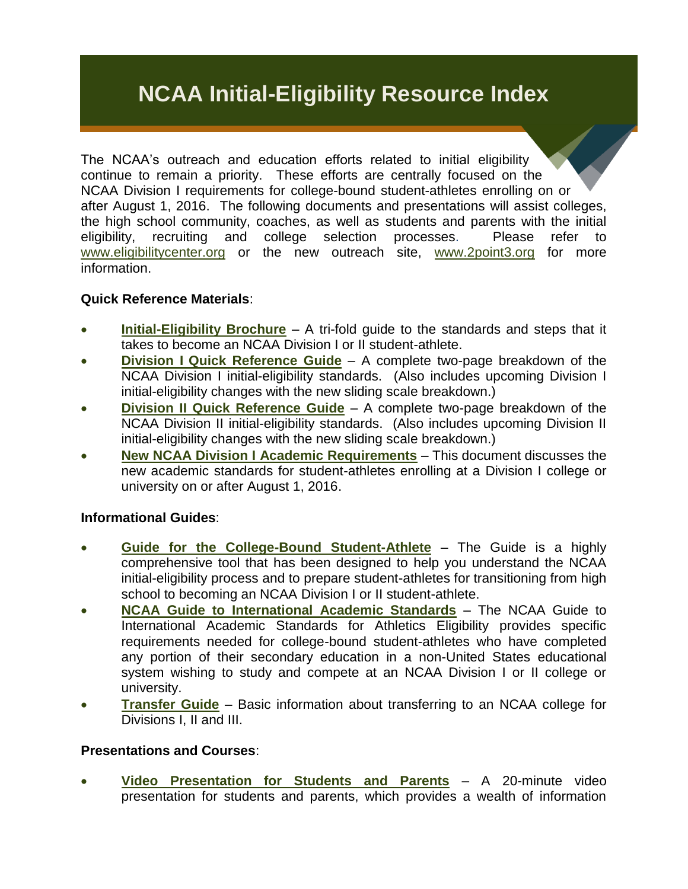# NCAA Initial-Eligibility Resource Index

The NCAA's outreach and education efforts related to initial eligibility continue to remain a priority. These efforts are centrally focused on the NCAA Division I requirements for college-bound student-athletes enrolling on or after August 1, 2016. The following documents and presentations will assist colleges, the high school community, coaches, as well as students and parents with the initial eligibility, recruiting and college selection processes. Please refer to www.eligibilitycenter.org or the new outreach site, www.2point3.org for more information.

**Quick Reference Materials**:

- **Initial-Eligibility Brochure** – A tri-fold guide to the standards and steps that it takes to become an NCAA Division I or II student-athlete.
- **Division I Quick Reference Guide** – A complete two-page breakdown of the NCAA Division I initial-eligibility standards. (Also includes upcoming Division I initial-eligibility changes with the new sliding scale breakdown.)
- **Division II Quick Reference Guide** – A complete two-page breakdown of the NCAA Division II initial-eligibility standards. (Also includes upcoming Division II initial-eligibility changes with the new sliding scale breakdown.)
- **New NCAA Division I Academic Requirements** – This document discusses the new academic standards for student-athletes enrolling at a Division I college or university on or after August 1, 2016.

**Informational Guides**:

- **Guide for the College-Bound Student-Athlete** – The Guide is a highly comprehensive tool that has been designed to help you understand the NCAA initial-eligibility process and to prepare student-athletes for transitioning from high school to becoming an NCAA Division I or II student-athlete.
- **NCAA Guide to International Academic Standards** – The NCAA Guide to International Academic Standards for Athletics Eligibility provides specific requirements needed for college-bound student-athletes who have completed any portion of their secondary education in a non-United States educational system wishing to study and compete at an NCAA Division I or II college or university.
- **Transfer Guide** – Basic information about transferring to an NCAA college for Divisions I, II and III.

**Presentations and Courses**:

- **Video Presentation for Students and Parents** – A 20-minute video presentation for students and parents, which provides a wealth of information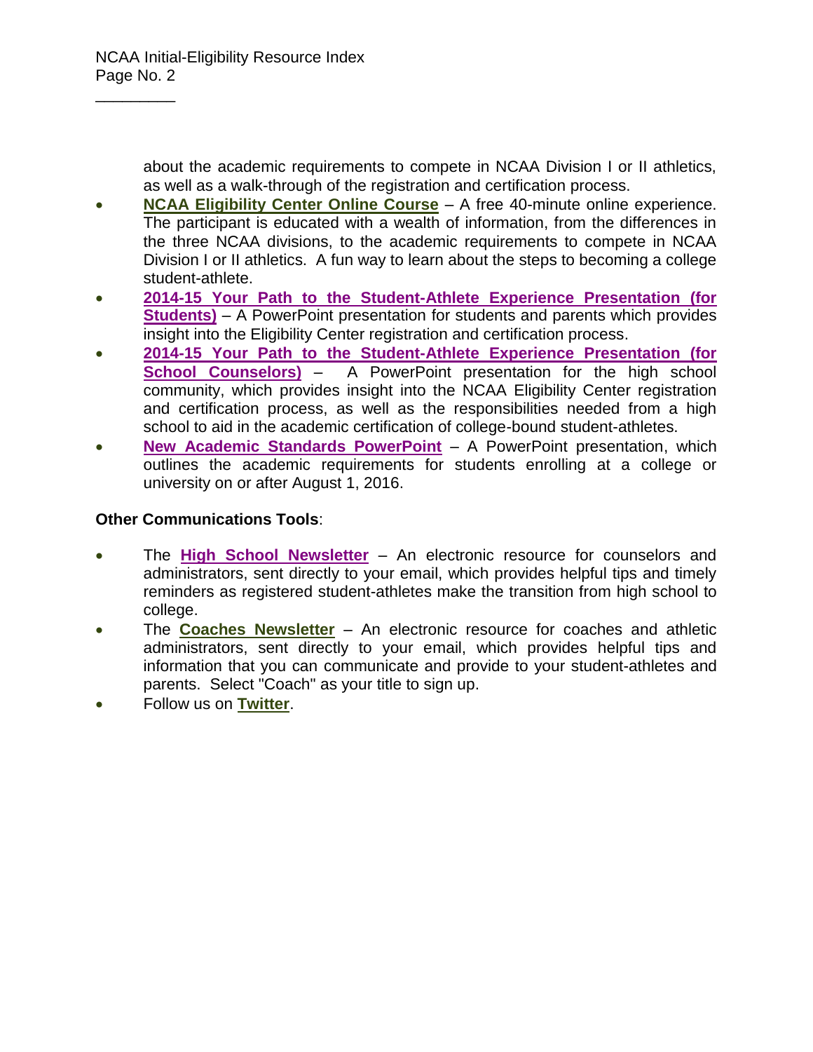about the academic requirements to compete in NCAA Division I or II athletics, as well as a walk-through of the registration and certification process.

- **NCAA Eligibility Center Online Course** – A free 40-minute online experience. The participant is educated with a wealth of information, from the differences in the three NCAA divisions, to the academic requirements to compete in NCAA Division I or II athletics. A fun way to learn about the steps to becoming a college student-athlete.
- **2014-15 Your Path to the Student-Athlete Experience Presentation (for Students)** – A PowerPoint presentation for students and parents which provides insight into the Eligibility Center registration and certification process.
- **2014-15 Your Path to the Student-Athlete Experience Presentation (for School Counselors)** – A PowerPoint presentation for the high school community, which provides insight into the NCAA Eligibility Center registration and certification process, as well as the responsibilities needed from a high school to aid in the academic certification of college-bound student-athletes.
- **New Academic Standards PowerPoint** – A PowerPoint presentation, which outlines the academic requirements for students enrolling at a college or university on or after August 1, 2016.

**Other Communications Tools**:

- The **High School Newsletter** – An electronic resource for counselors and administrators, sent directly to your email, which provides helpful tips and timely reminders as registered student-athletes make the transition from high school to college.
- The **Coaches Newsletter** – An electronic resource for coaches and athletic administrators, sent directly to your email, which provides helpful tips and information that you can communicate and provide to your student-athletes and parents. Select "Coach" as your title to sign up.
- Follow us on **Twitter**.